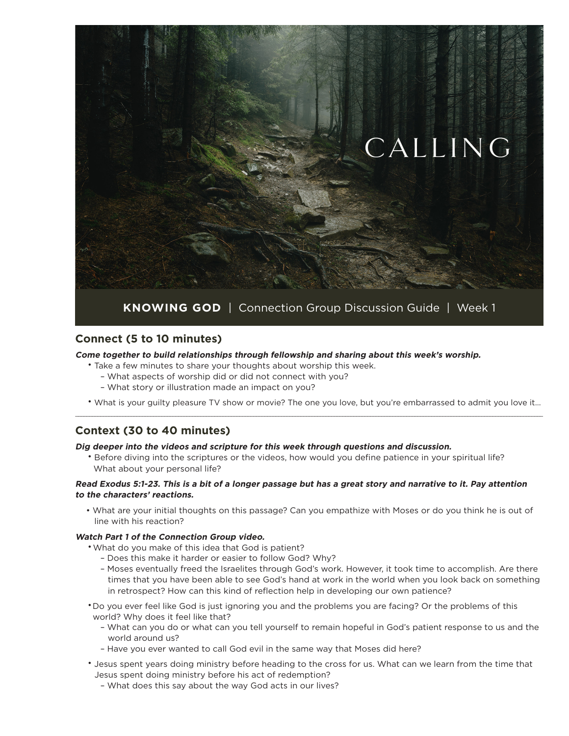# CALLING

**KNOWING GOD** | Connection Group Discussion Guide | Week 1

## Connect (5 to 10 minutes)

***Come together to build relationships through fellowship and sharing about this week's worship.***

- Take a few minutes to share your thoughts about worship this week.
  - What aspects of worship did or did not connect with you?
  - What story or illustration made an impact on you?
- What is your guilty pleasure TV show or movie? The one you love, but you're embarrassed to admit you love it...

---

## Context (30 to 40 minutes)

***Dig deeper into the videos and scripture for this week through questions and discussion.***

- Before diving into the scriptures or the videos, how would you define patience in your spiritual life? What about your personal life?

***Read Exodus 5:1-23. This is a bit of a longer passage but has a great story and narrative to it. Pay attention to the characters' reactions.***

- What are your initial thoughts on this passage? Can you empathize with Moses or do you think he is out of line with his reaction?

***Watch Part 1 of the Connection Group video.***

- What do you make of this idea that God is patient?
  - Does this make it harder or easier to follow God? Why?
  - Moses eventually freed the Israelites through God's work. However, it took time to accomplish. Are there times that you have been able to see God's hand at work in the world when you look back on something in retrospect? How can this kind of reflection help in developing our own patience?
- Do you ever feel like God is just ignoring you and the problems you are facing? Or the problems of this world? Why does it feel like that?
  - What can you do or what can you tell yourself to remain hopeful in God's patient response to us and the world around us?
  - Have you ever wanted to call God evil in the same way that Moses did here?
- Jesus spent years doing ministry before heading to the cross for us. What can we learn from the time that Jesus spent doing ministry before his act of redemption?
  - What does this say about the way God acts in our lives?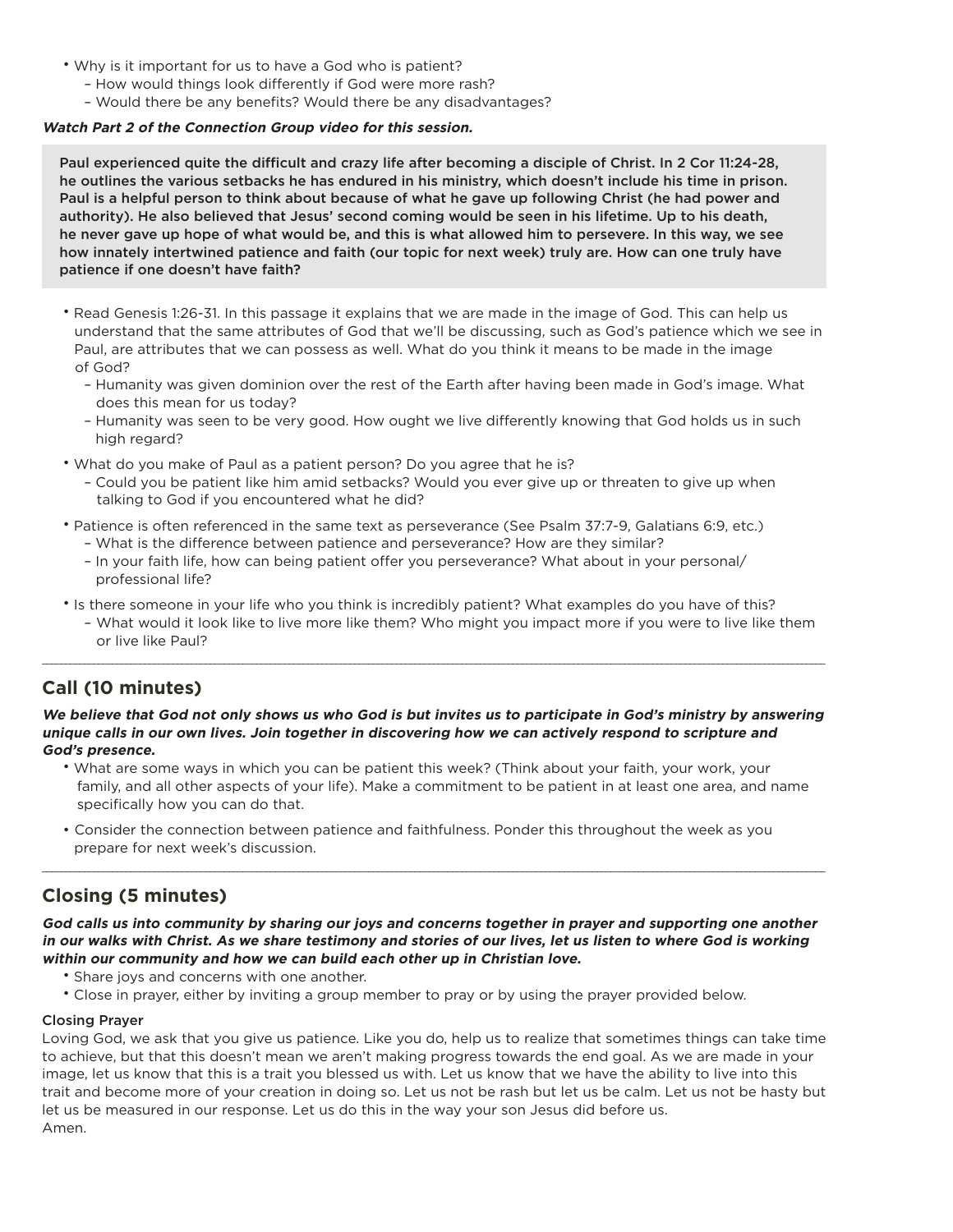- Why is it important for us to have a God who is patient?
  - How would things look differently if God were more rash?
  - Would there be any benefits? Would there be any disadvantages?

***Watch Part 2 of the Connection Group video for this session.***

> Paul experienced quite the difficult and crazy life after becoming a disciple of Christ. In 2 Cor 11:24-28, he outlines the various setbacks he has endured in his ministry, which doesn't include his time in prison. Paul is a helpful person to think about because of what he gave up following Christ (he had power and authority). He also believed that Jesus' second coming would be seen in his lifetime. Up to his death, he never gave up hope of what would be, and this is what allowed him to persevere. In this way, we see how innately intertwined patience and faith (our topic for next week) truly are. How can one truly have patience if one doesn't have faith?

- Read Genesis 1:26-31. In this passage it explains that we are made in the image of God. This can help us understand that the same attributes of God that we'll be discussing, such as God's patience which we see in Paul, are attributes that we can possess as well. What do you think it means to be made in the image of God?
  - Humanity was given dominion over the rest of the Earth after having been made in God's image. What does this mean for us today?
  - Humanity was seen to be very good. How ought we live differently knowing that God holds us in such high regard?
- What do you make of Paul as a patient person? Do you agree that he is?
  - Could you be patient like him amid setbacks? Would you ever give up or threaten to give up when talking to God if you encountered what he did?
- Patience is often referenced in the same text as perseverance (See Psalm 37:7-9, Galatians 6:9, etc.)
  - What is the difference between patience and perseverance? How are they similar?
  - In your faith life, how can being patient offer you perseverance? What about in your personal/ professional life?
- Is there someone in your life who you think is incredibly patient? What examples do you have of this?
  - What would it look like to live more like them? Who might you impact more if you were to live like them or live like Paul?

---

## Call (10 minutes)

***We believe that God not only shows us who God is but invites us to participate in God's ministry by answering unique calls in our own lives. Join together in discovering how we can actively respond to scripture and God's presence.***

- What are some ways in which you can be patient this week? (Think about your faith, your work, your family, and all other aspects of your life). Make a commitment to be patient in at least one area, and name specifically how you can do that.
- Consider the connection between patience and faithfulness. Ponder this throughout the week as you prepare for next week's discussion.

---

## Closing (5 minutes)

***God calls us into community by sharing our joys and concerns together in prayer and supporting one another in our walks with Christ. As we share testimony and stories of our lives, let us listen to where God is working within our community and how we can build each other up in Christian love.***

- Share joys and concerns with one another.
- Close in prayer, either by inviting a group member to pray or by using the prayer provided below.

Closing Prayer

Loving God, we ask that you give us patience. Like you do, help us to realize that sometimes things can take time to achieve, but that this doesn't mean we aren't making progress towards the end goal. As we are made in your image, let us know that this is a trait you blessed us with. Let us know that we have the ability to live into this trait and become more of your creation in doing so. Let us not be rash but let us be calm. Let us not be hasty but let us be measured in our response. Let us do this in the way your son Jesus did before us.
Amen.